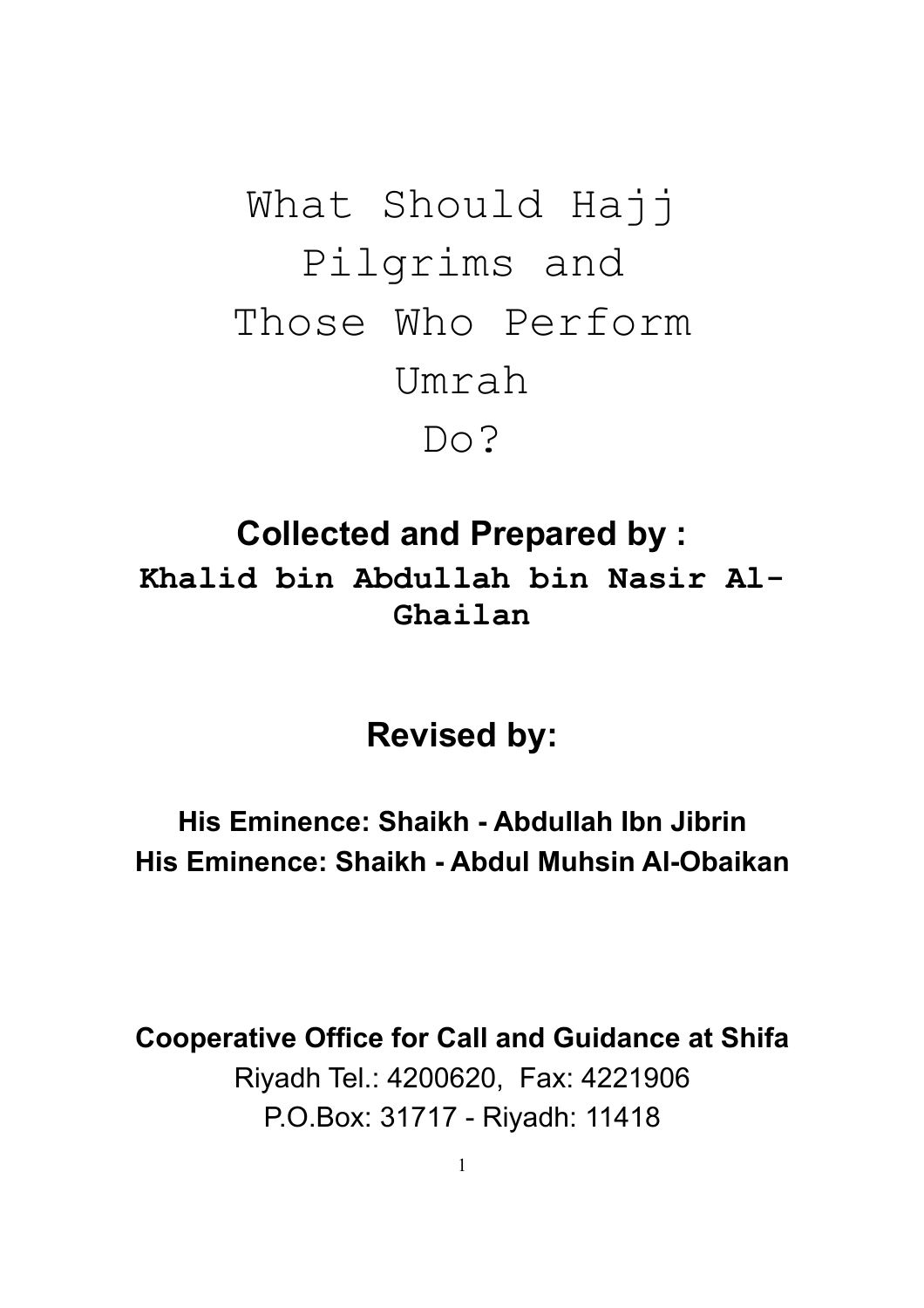# What Should Hajj Pilgrims and Those Who Perform Umrah Do?

**Collected and Prepared by :**

**Khalid bin Abdullah bin Nasir Al-Ghailan**

**Revised by:**

**His Eminence: Shaikh - Abdullah Ibn Jibrin**

**His Eminence: Shaikh - Abdul Muhsin Al-Obaikan**

**Cooperative Office for Call and Guidance at Shifa**

Riyadh Tel.: 4200620, Fax: 4221906

P.O.Box: 31717 - Riyadh: 11418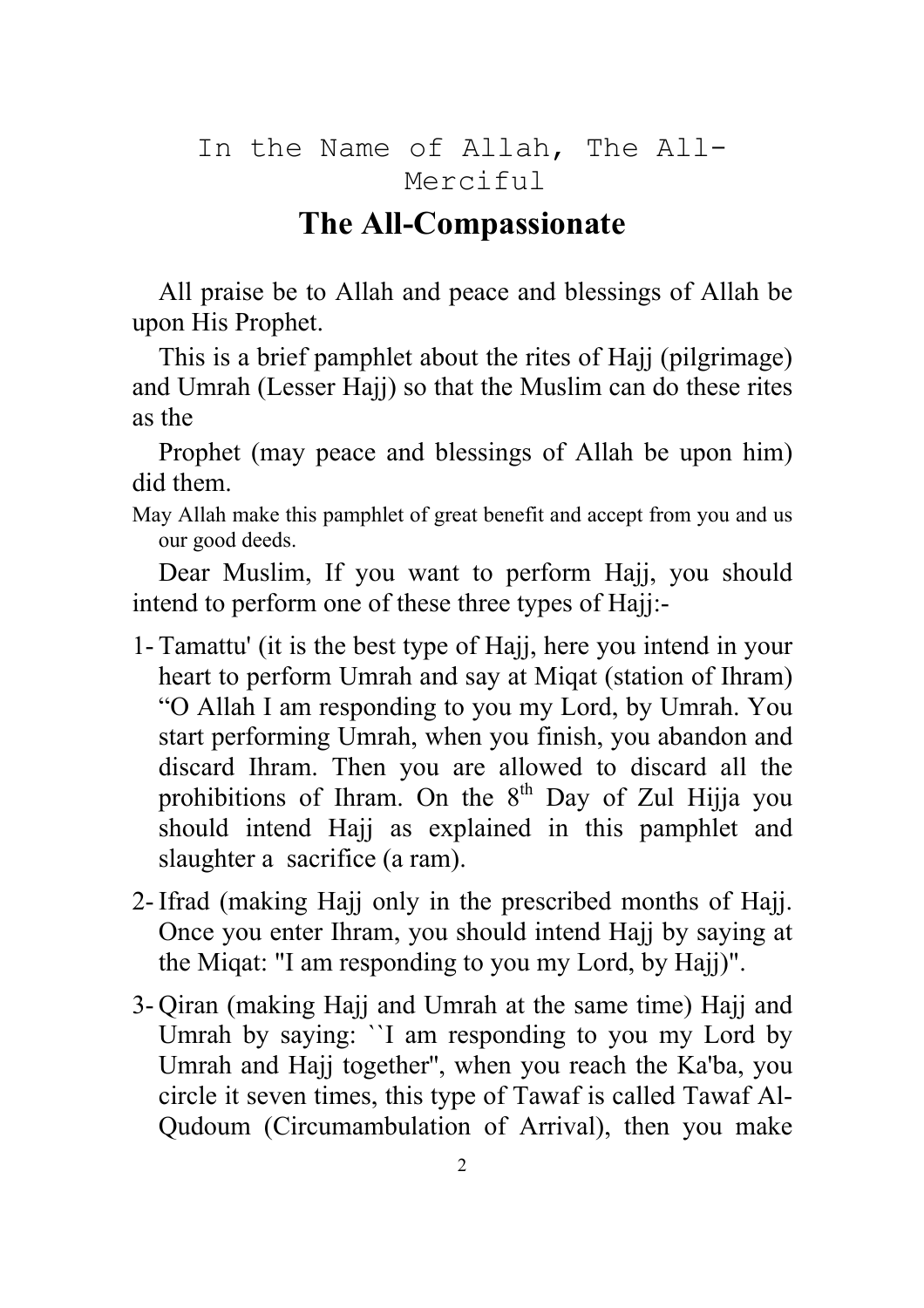In the Name of Allah, The All-Merciful

# The All-Compassionate

All praise be to Allah and peace and blessings of Allah be upon His Prophet.

This is a brief pamphlet about the rites of Hajj (pilgrimage) and Umrah (Lesser Hajj) so that the Muslim can do these rites as the

Prophet (may peace and blessings of Allah be upon him) did them.

May Allah make this pamphlet of great benefit and accept from you and us our good deeds.

Dear Muslim, If you want to perform Hajj, you should intend to perform one of these three types of Hajj:-

1- Tamattu' (it is the best type of Hajj, here you intend in your heart to perform Umrah and say at Miqat (station of Ihram) "O Allah I am responding to you my Lord, by Umrah. You start performing Umrah, when you finish, you abandon and discard Ihram. Then you are allowed to discard all the prohibitions of Ihram. On the 8th Day of Zul Hijja you should intend Hajj as explained in this pamphlet and slaughter a sacrifice (a ram).

2- Ifrad (making Hajj only in the prescribed months of Hajj. Once you enter Ihram, you should intend Hajj by saying at the Miqat: "I am responding to you my Lord, by Hajj)".

3- Qiran (making Hajj and Umrah at the same time) Hajj and Umrah by saying: ``I am responding to you my Lord by Umrah and Hajj together", when you reach the Ka'ba, you circle it seven times, this type of Tawaf is called Tawaf Al-Qudoum (Circumambulation of Arrival), then you make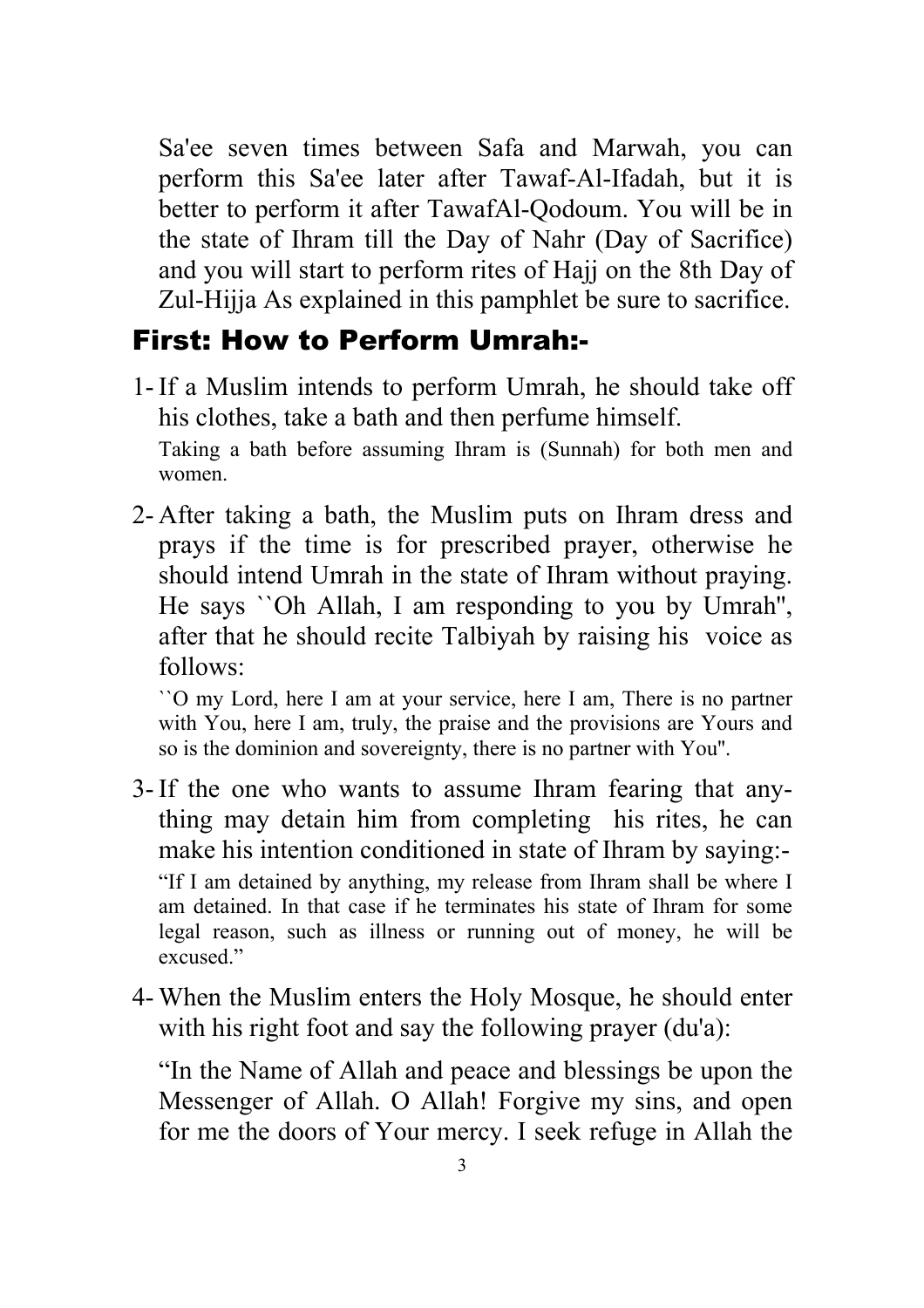Sa'ee seven times between Safa and Marwah, you can perform this Sa'ee later after Tawaf-Al-Ifadah, but it is better to perform it after TawafAl-Qodoum. You will be in the state of Ihram till the Day of Nahr (Day of Sacrifice) and you will start to perform rites of Hajj on the 8th Day of Zul-Hijja As explained in this pamphlet be sure to sacrifice.

## First: How to Perform Umrah:-

1- If a Muslim intends to perform Umrah, he should take off his clothes, take a bath and then perfume himself.

   Taking a bath before assuming Ihram is (Sunnah) for both men and women.

2- After taking a bath, the Muslim puts on Ihram dress and prays if the time is for prescribed prayer, otherwise he should intend Umrah in the state of Ihram without praying. He says ``Oh Allah, I am responding to you by Umrah'', after that he should recite Talbiyah by raising his voice as follows:

   ``O my Lord, here I am at your service, here I am, There is no partner with You, here I am, truly, the praise and the provisions are Yours and so is the dominion and sovereignty, there is no partner with You''.

3- If the one who wants to assume Ihram fearing that anything may detain him from completing his rites, he can make his intention conditioned in state of Ihram by saying:-

   "If I am detained by anything, my release from Ihram shall be where I am detained. In that case if he terminates his state of Ihram for some legal reason, such as illness or running out of money, he will be excused."

4- When the Muslim enters the Holy Mosque, he should enter with his right foot and say the following prayer (du'a):

   "In the Name of Allah and peace and blessings be upon the Messenger of Allah. O Allah! Forgive my sins, and open for me the doors of Your mercy. I seek refuge in Allah the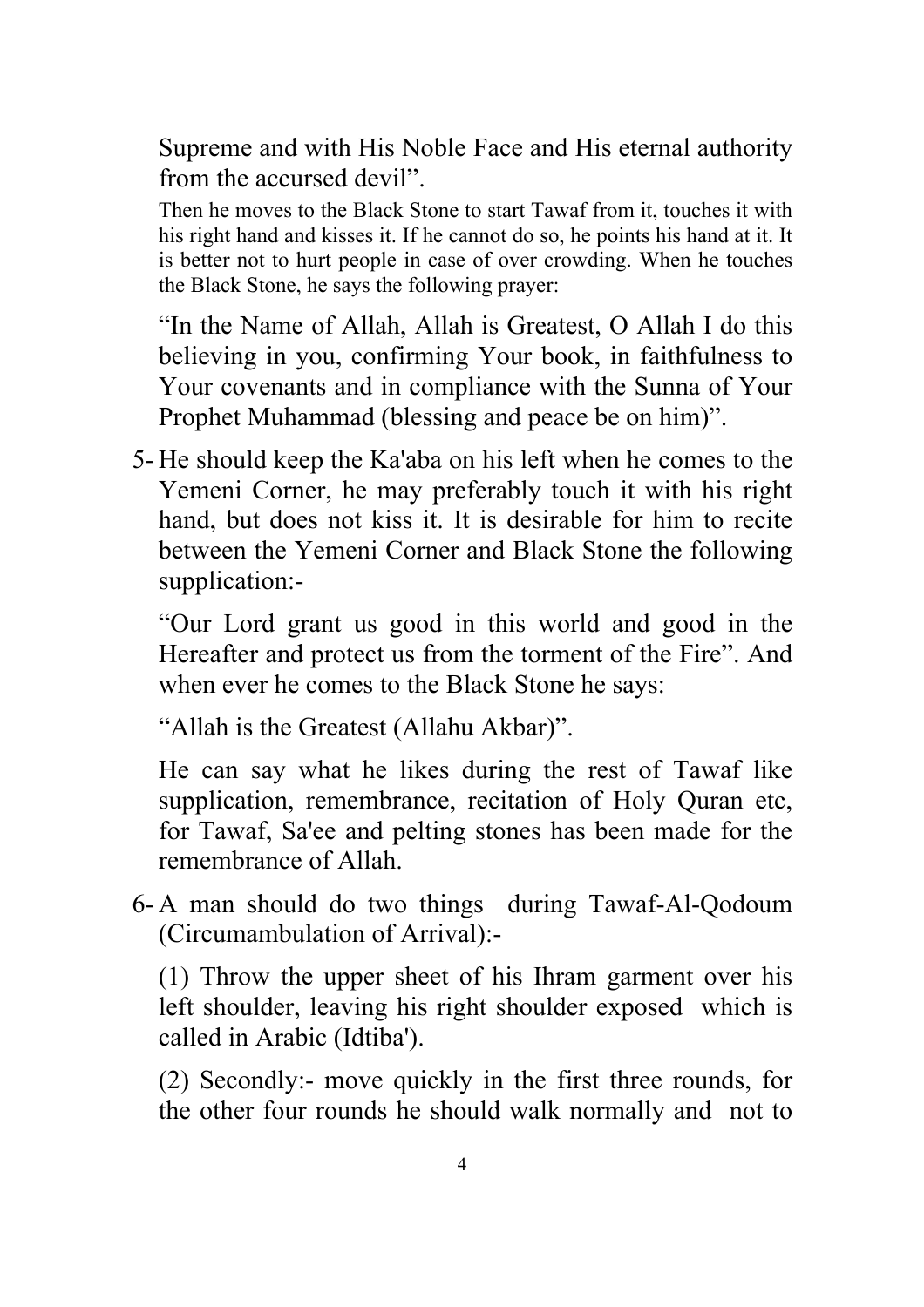Supreme and with His Noble Face and His eternal authority from the accursed devil".

Then he moves to the Black Stone to start Tawaf from it, touches it with his right hand and kisses it. If he cannot do so, he points his hand at it. It is better not to hurt people in case of over crowding. When he touches the Black Stone, he says the following prayer:

"In the Name of Allah, Allah is Greatest, O Allah I do this believing in you, confirming Your book, in faithfulness to Your covenants and in compliance with the Sunna of Your Prophet Muhammad (blessing and peace be on him)".

5- He should keep the Ka'aba on his left when he comes to the Yemeni Corner, he may preferably touch it with his right hand, but does not kiss it. It is desirable for him to recite between the Yemeni Corner and Black Stone the following supplication:-

   "Our Lord grant us good in this world and good in the Hereafter and protect us from the torment of the Fire". And when ever he comes to the Black Stone he says:

   "Allah is the Greatest (Allahu Akbar)".

   He can say what he likes during the rest of Tawaf like supplication, remembrance, recitation of Holy Quran etc, for Tawaf, Sa'ee and pelting stones has been made for the remembrance of Allah.

6- A man should do two things during Tawaf-Al-Qodoum (Circumambulation of Arrival):-

   (1) Throw the upper sheet of his Ihram garment over his left shoulder, leaving his right shoulder exposed which is called in Arabic (Idtiba').

   (2) Secondly:- move quickly in the first three rounds, for the other four rounds he should walk normally and not to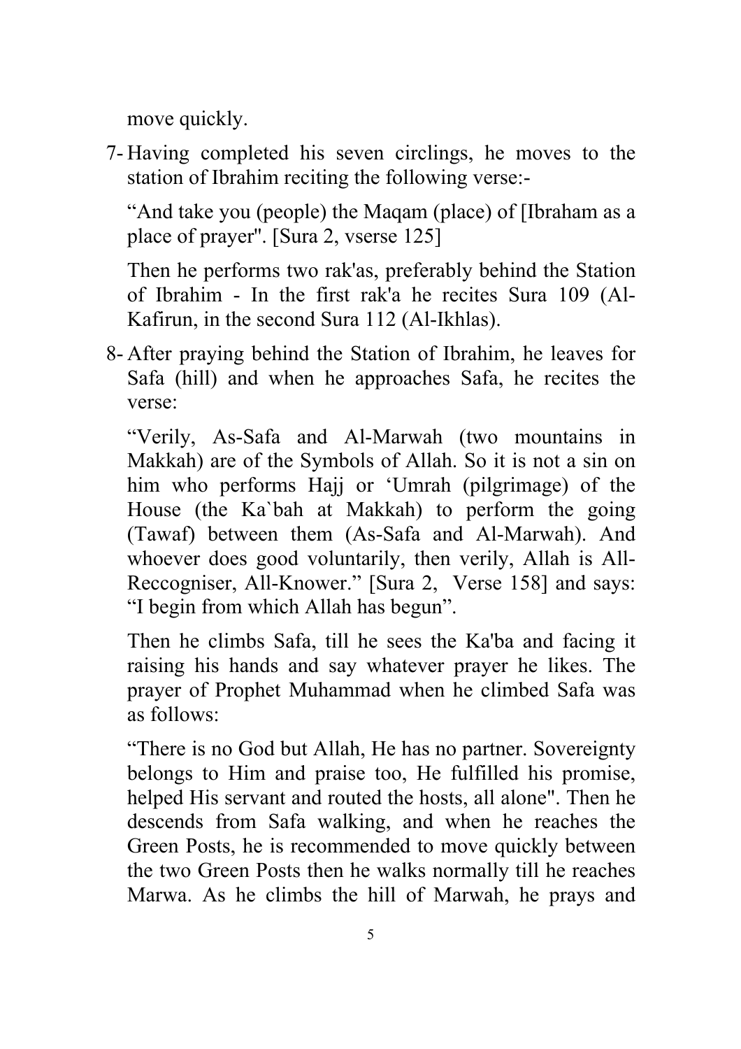move quickly.

7- Having completed his seven circlings, he moves to the station of Ibrahim reciting the following verse:-

   “And take you (people) the Maqam (place) of [Ibraham as a place of prayer". [Sura 2, vserse 125]

   Then he performs two rak'as, preferably behind the Station of Ibrahim - In the first rak'a he recites Sura 109 (Al-Kafirun, in the second Sura 112 (Al-Ikhlas).

8- After praying behind the Station of Ibrahim, he leaves for Safa (hill) and when he approaches Safa, he recites the verse:

   “Verily, As-Safa and Al-Marwah (two mountains in Makkah) are of the Symbols of Allah. So it is not a sin on him who performs Hajj or ‘Umrah (pilgrimage) of the House (the Ka`bah at Makkah) to perform the going (Tawaf) between them (As-Safa and Al-Marwah). And whoever does good voluntarily, then verily, Allah is All-Reccogniser, All-Knower.” [Sura 2, Verse 158] and says: “I begin from which Allah has begun”.

   Then he climbs Safa, till he sees the Ka'ba and facing it raising his hands and say whatever prayer he likes. The prayer of Prophet Muhammad when he climbed Safa was as follows:

   “There is no God but Allah, He has no partner. Sovereignty belongs to Him and praise too, He fulfilled his promise, helped His servant and routed the hosts, all alone". Then he descends from Safa walking, and when he reaches the Green Posts, he is recommended to move quickly between the two Green Posts then he walks normally till he reaches Marwa. As he climbs the hill of Marwah, he prays and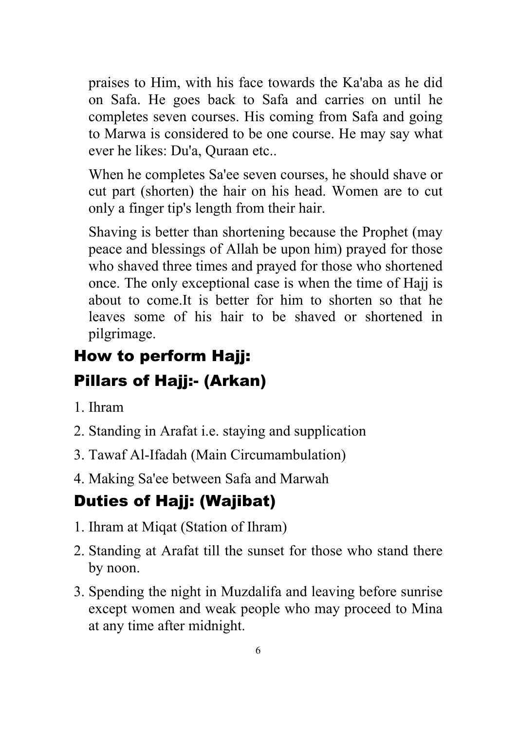praises to Him, with his face towards the Ka'aba as he did on Safa. He goes back to Safa and carries on until he completes seven courses. His coming from Safa and going to Marwa is considered to be one course. He may say what ever he likes: Du'a, Quraan etc..

When he completes Sa'ee seven courses, he should shave or cut part (shorten) the hair on his head. Women are to cut only a finger tip's length from their hair.

Shaving is better than shortening because the Prophet (may peace and blessings of Allah be upon him) prayed for those who shaved three times and prayed for those who shortened once. The only exceptional case is when the time of Hajj is about to come.It is better for him to shorten so that he leaves some of his hair to be shaved or shortened in pilgrimage.

## How to perform Hajj:

## Pillars of Hajj:- (Arkan)

1. Ihram
2. Standing in Arafat i.e. staying and supplication
3. Tawaf Al-Ifadah (Main Circumambulation)
4. Making Sa'ee between Safa and Marwah

## Duties of Hajj: (Wajibat)

1. Ihram at Miqat (Station of Ihram)
2. Standing at Arafat till the sunset for those who stand there by noon.
3. Spending the night in Muzdalifa and leaving before sunrise except women and weak people who may proceed to Mina at any time after midnight.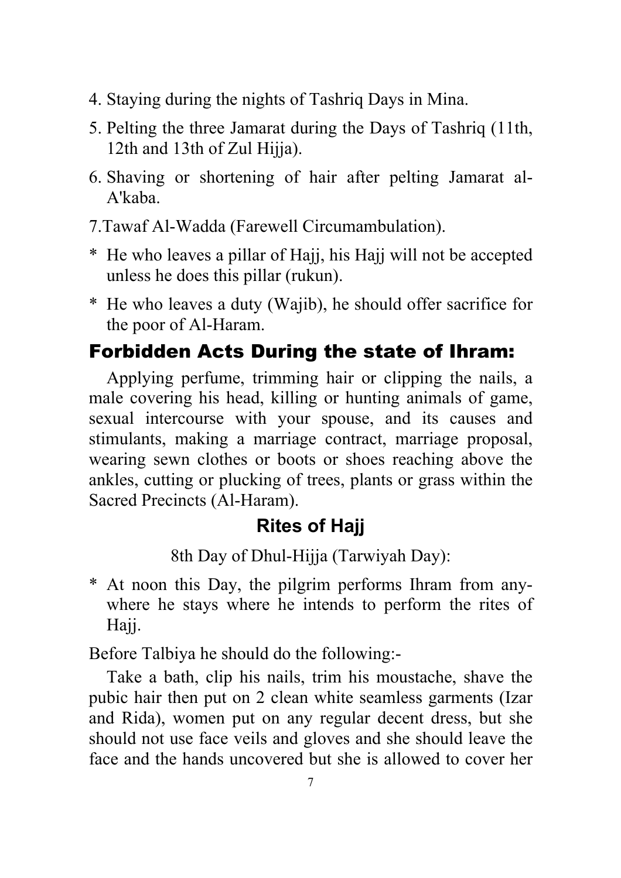4. Staying during the nights of Tashriq Days in Mina.
5. Pelting the three Jamarat during the Days of Tashriq (11th, 12th and 13th of Zul Hijja).
6. Shaving or shortening of hair after pelting Jamarat al-A'kaba.
7. Tawaf Al-Wadda (Farewell Circumambulation).

* He who leaves a pillar of Hajj, his Hajj will not be accepted unless he does this pillar (rukun).
* He who leaves a duty (Wajib), he should offer sacrifice for the poor of Al-Haram.

## Forbidden Acts During the state of Ihram:

Applying perfume, trimming hair or clipping the nails, a male covering his head, killing or hunting animals of game, sexual intercourse with your spouse, and its causes and stimulants, making a marriage contract, marriage proposal, wearing sewn clothes or boots or shoes reaching above the ankles, cutting or plucking of trees, plants or grass within the Sacred Precincts (Al-Haram).

## Rites of Hajj

8th Day of Dhul-Hijja (Tarwiyah Day):

* At noon this Day, the pilgrim performs Ihram from anywhere he stays where he intends to perform the rites of Hajj.

Before Talbiya he should do the following:-

Take a bath, clip his nails, trim his moustache, shave the pubic hair then put on 2 clean white seamless garments (Izar and Rida), women put on any regular decent dress, but she should not use face veils and gloves and she should leave the face and the hands uncovered but she is allowed to cover her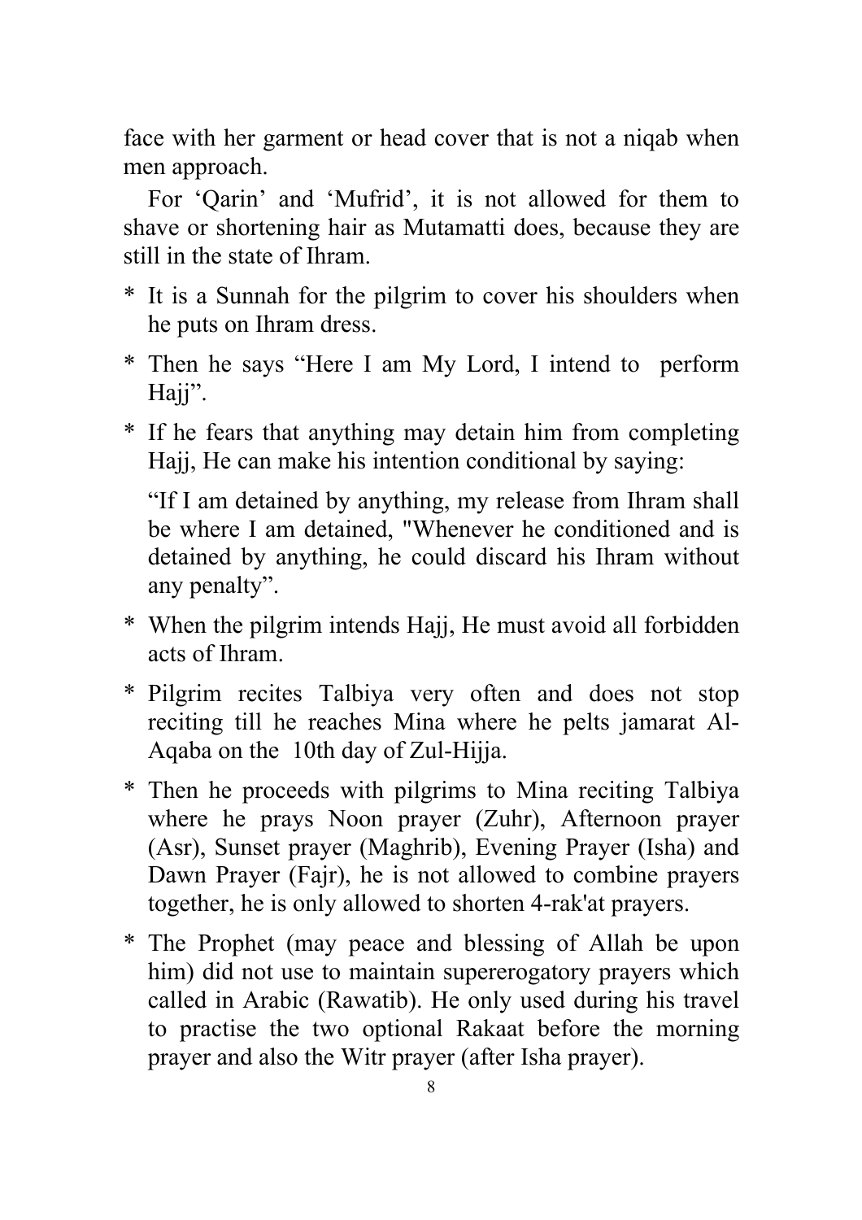face with her garment or head cover that is not a niqab when men approach.

For 'Qarin' and 'Mufrid', it is not allowed for them to shave or shortening hair as Mutamatti does, because they are still in the state of Ihram.

* It is a Sunnah for the pilgrim to cover his shoulders when he puts on Ihram dress.
* Then he says "Here I am My Lord, I intend to perform Hajj".
* If he fears that anything may detain him from completing Hajj, He can make his intention conditional by saying:

  "If I am detained by anything, my release from Ihram shall be where I am detained, "Whenever he conditioned and is detained by anything, he could discard his Ihram without any penalty".
* When the pilgrim intends Hajj, He must avoid all forbidden acts of Ihram.
* Pilgrim recites Talbiya very often and does not stop reciting till he reaches Mina where he pelts jamarat Al-Aqaba on the 10th day of Zul-Hijja.
* Then he proceeds with pilgrims to Mina reciting Talbiya where he prays Noon prayer (Zuhr), Afternoon prayer (Asr), Sunset prayer (Maghrib), Evening Prayer (Isha) and Dawn Prayer (Fajr), he is not allowed to combine prayers together, he is only allowed to shorten 4-rak'at prayers.
* The Prophet (may peace and blessing of Allah be upon him) did not use to maintain supererogatory prayers which called in Arabic (Rawatib). He only used during his travel to practise the two optional Rakaat before the morning prayer and also the Witr prayer (after Isha prayer).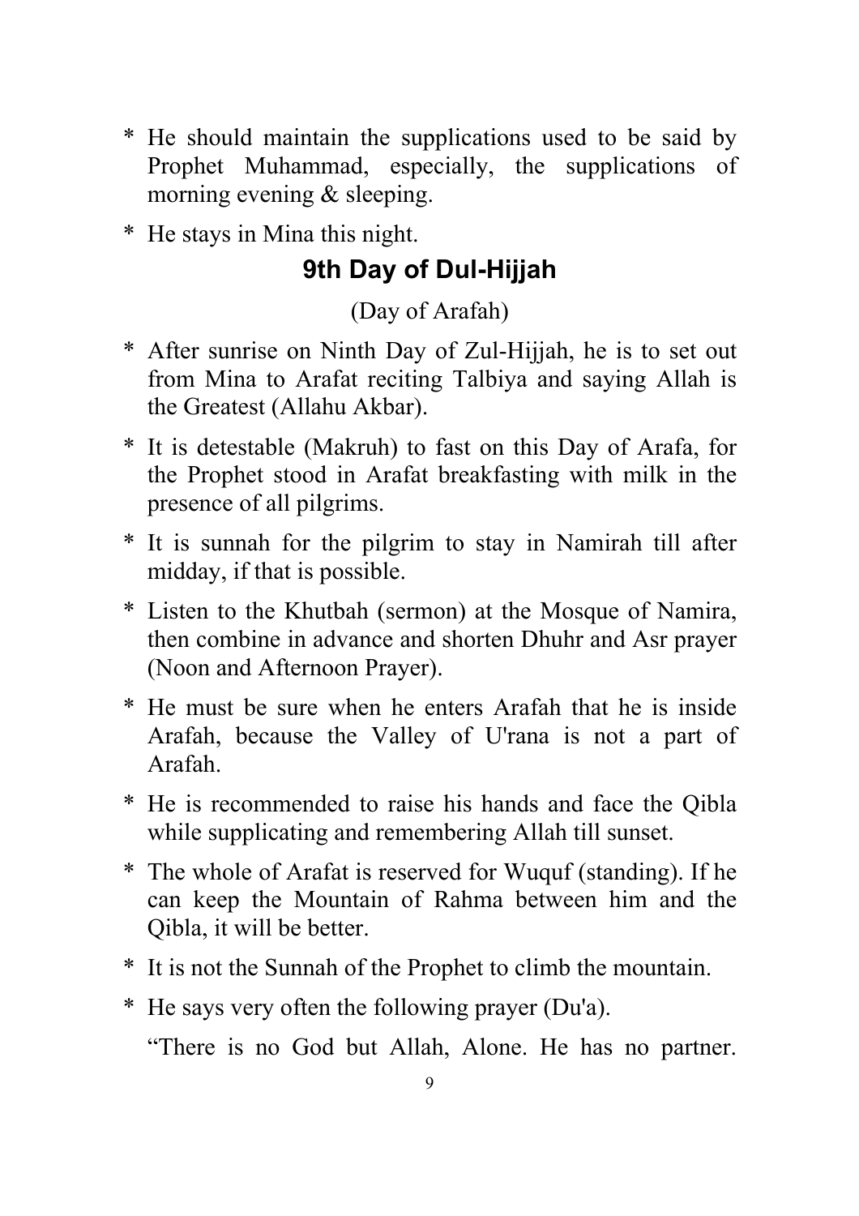* He should maintain the supplications used to be said by Prophet Muhammad, especially, the supplications of morning evening & sleeping.
* He stays in Mina this night.

## 9th Day of Dul-Hijjah

(Day of Arafah)

* After sunrise on Ninth Day of Zul-Hijjah, he is to set out from Mina to Arafat reciting Talbiya and saying Allah is the Greatest (Allahu Akbar).
* It is detestable (Makruh) to fast on this Day of Arafa, for the Prophet stood in Arafat breakfasting with milk in the presence of all pilgrims.
* It is sunnah for the pilgrim to stay in Namirah till after midday, if that is possible.
* Listen to the Khutbah (sermon) at the Mosque of Namira, then combine in advance and shorten Dhuhr and Asr prayer (Noon and Afternoon Prayer).
* He must be sure when he enters Arafah that he is inside Arafah, because the Valley of U'rana is not a part of Arafah.
* He is recommended to raise his hands and face the Qibla while supplicating and remembering Allah till sunset.
* The whole of Arafat is reserved for Wuquf (standing). If he can keep the Mountain of Rahma between him and the Qibla, it will be better.
* It is not the Sunnah of the Prophet to climb the mountain.
* He says very often the following prayer (Du'a).

  “There is no God but Allah, Alone. He has no partner.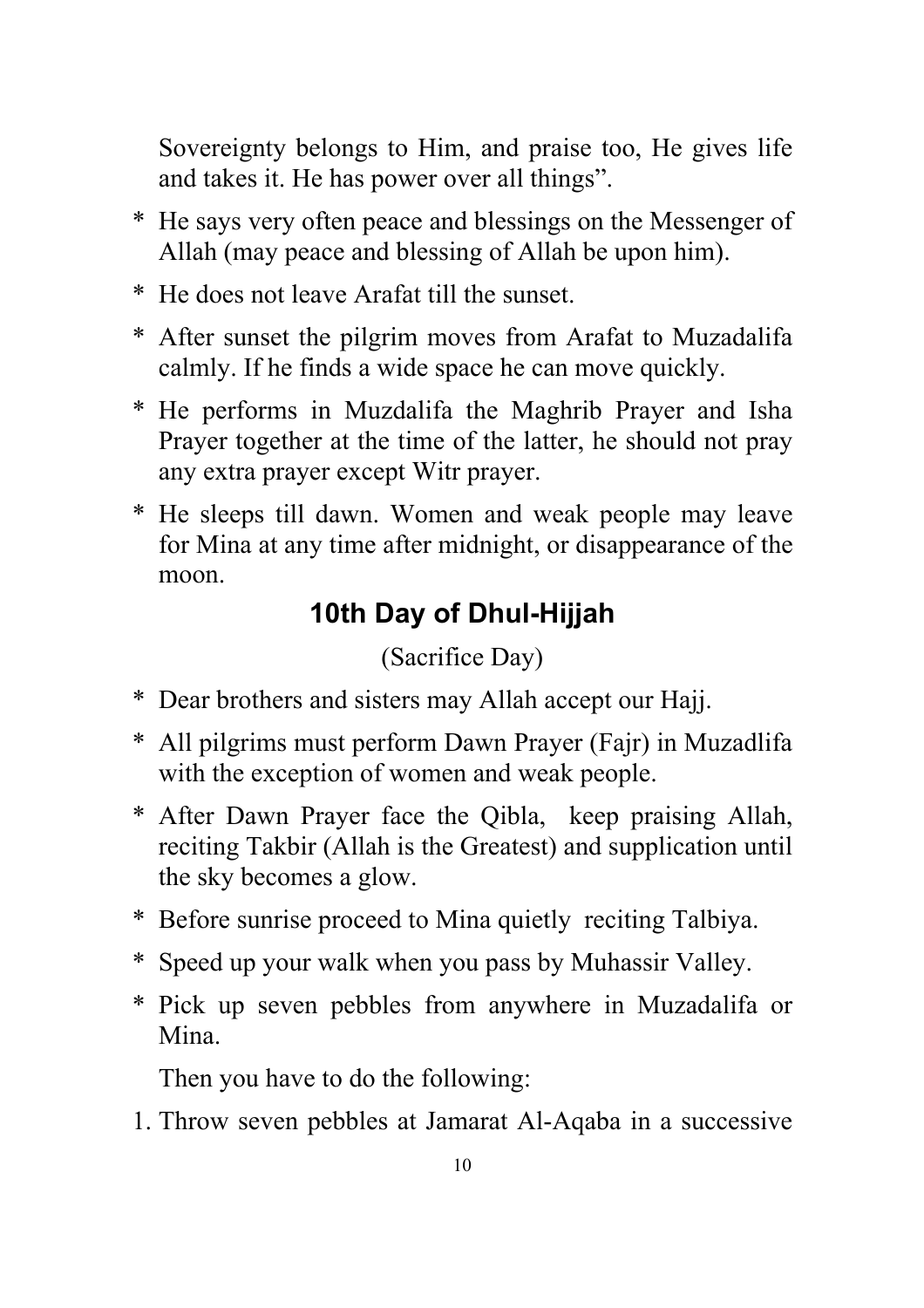Sovereignty belongs to Him, and praise too, He gives life and takes it. He has power over all things”.

* He says very often peace and blessings on the Messenger of Allah (may peace and blessing of Allah be upon him).
* He does not leave Arafat till the sunset.
* After sunset the pilgrim moves from Arafat to Muzadalifa calmly. If he finds a wide space he can move quickly.
* He performs in Muzdalifa the Maghrib Prayer and Isha Prayer together at the time of the latter, he should not pray any extra prayer except Witr prayer.
* He sleeps till dawn. Women and weak people may leave for Mina at any time after midnight, or disappearance of the moon.

## 10th Day of Dhul-Hijjah

(Sacrifice Day)

* Dear brothers and sisters may Allah accept our Hajj.
* All pilgrims must perform Dawn Prayer (Fajr) in Muzadlifa with the exception of women and weak people.
* After Dawn Prayer face the Qibla, keep praising Allah, reciting Takbir (Allah is the Greatest) and supplication until the sky becomes a glow.
* Before sunrise proceed to Mina quietly reciting Talbiya.
* Speed up your walk when you pass by Muhassir Valley.
* Pick up seven pebbles from anywhere in Muzadalifa or Mina.

Then you have to do the following:

1. Throw seven pebbles at Jamarat Al-Aqaba in a successive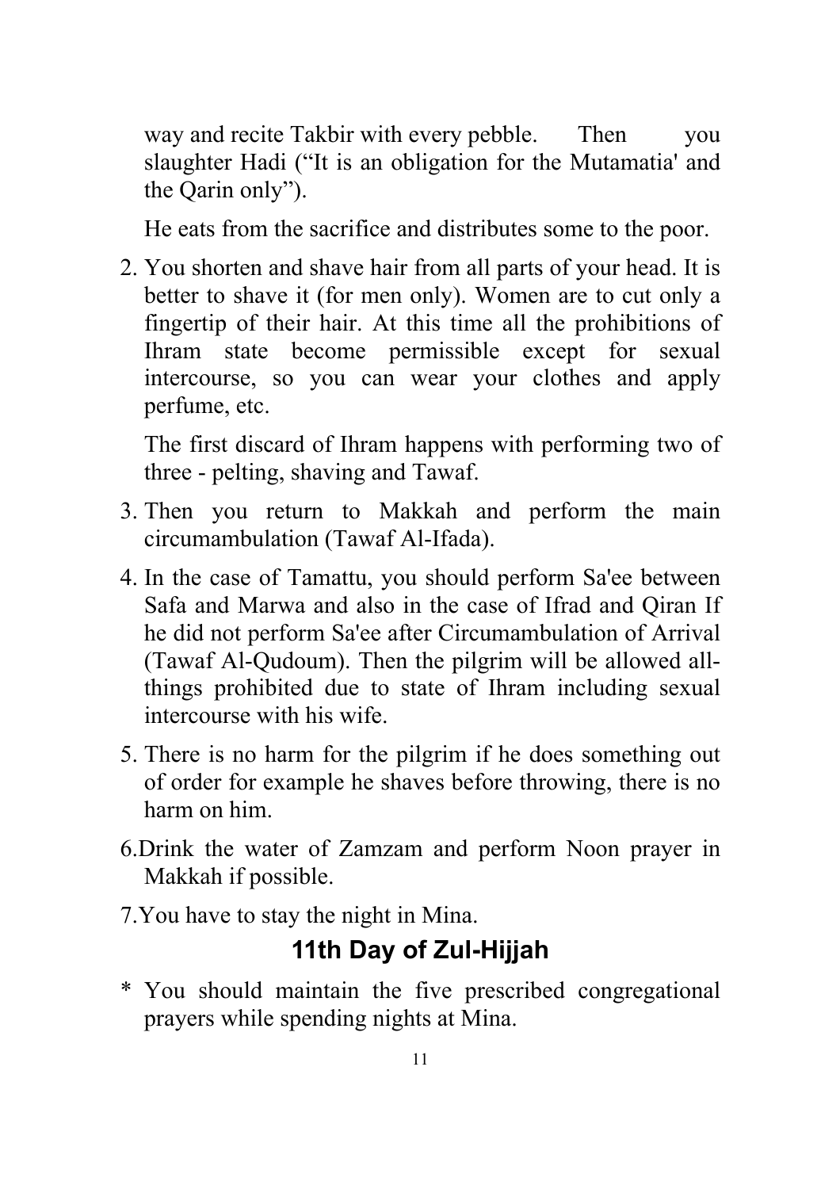way and recite Takbir with every pebble. Then you slaughter Hadi ("It is an obligation for the Mutamatia' and the Qarin only").

He eats from the sacrifice and distributes some to the poor.

2. You shorten and shave hair from all parts of your head. It is better to shave it (for men only). Women are to cut only a fingertip of their hair. At this time all the prohibitions of Ihram state become permissible except for sexual intercourse, so you can wear your clothes and apply perfume, etc.

   The first discard of Ihram happens with performing two of three - pelting, shaving and Tawaf.

3. Then you return to Makkah and perform the main circumambulation (Tawaf Al-Ifada).

4. In the case of Tamattu, you should perform Sa'ee between Safa and Marwa and also in the case of Ifrad and Qiran If he did not perform Sa'ee after Circumambulation of Arrival (Tawaf Al-Qudoum). Then the pilgrim will be allowed all-things prohibited due to state of Ihram including sexual intercourse with his wife.

5. There is no harm for the pilgrim if he does something out of order for example he shaves before throwing, there is no harm on him.

6. Drink the water of Zamzam and perform Noon prayer in Makkah if possible.

7. You have to stay the night in Mina.

## 11th Day of Zul-Hijjah

* You should maintain the five prescribed congregational prayers while spending nights at Mina.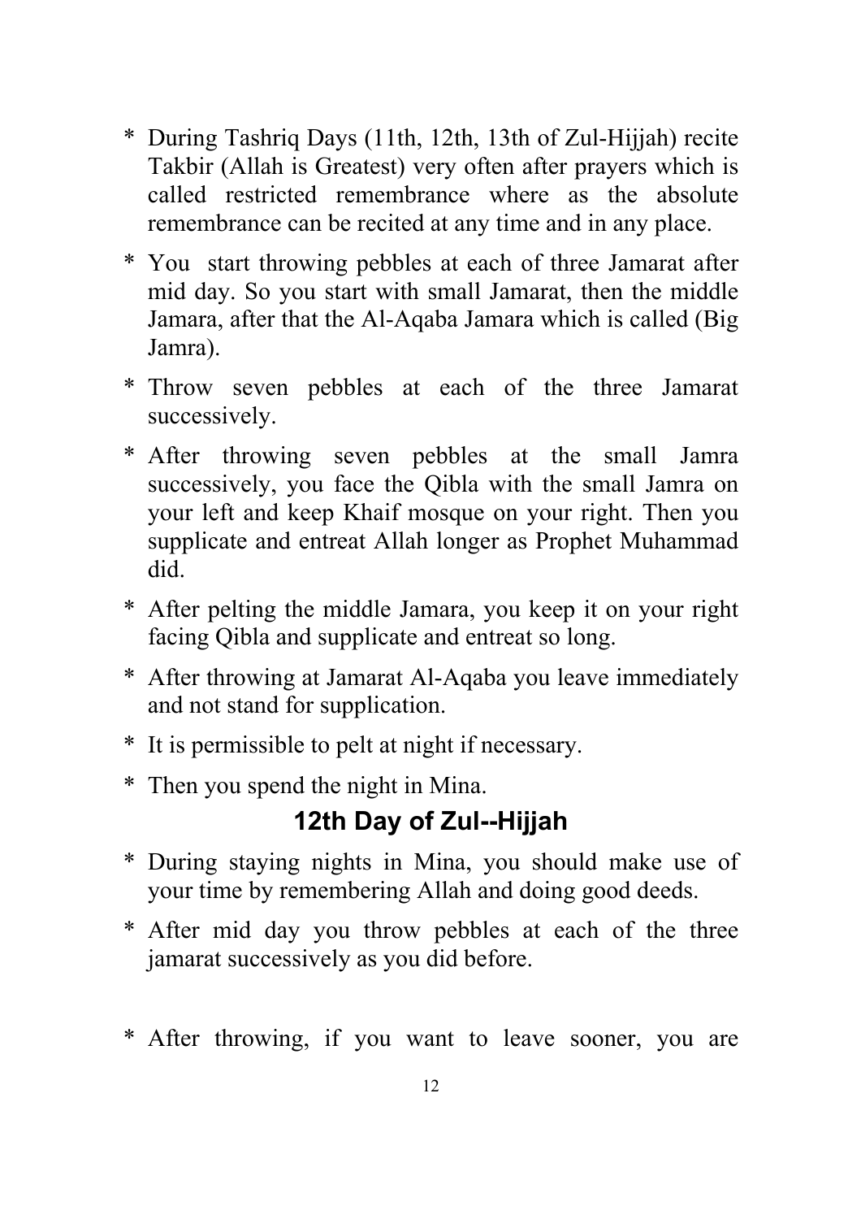* During Tashriq Days (11th, 12th, 13th of Zul-Hijjah) recite Takbir (Allah is Greatest) very often after prayers which is called restricted remembrance where as the absolute remembrance can be recited at any time and in any place.
* You start throwing pebbles at each of three Jamarat after mid day. So you start with small Jamarat, then the middle Jamara, after that the Al-Aqaba Jamara which is called (Big Jamra).
* Throw seven pebbles at each of the three Jamarat successively.
* After throwing seven pebbles at the small Jamra successively, you face the Qibla with the small Jamra on your left and keep Khaif mosque on your right. Then you supplicate and entreat Allah longer as Prophet Muhammad did.
* After pelting the middle Jamara, you keep it on your right facing Qibla and supplicate and entreat so long.
* After throwing at Jamarat Al-Aqaba you leave immediately and not stand for supplication.
* It is permissible to pelt at night if necessary.
* Then you spend the night in Mina.

## 12th Day of Zul--Hijjah

* During staying nights in Mina, you should make use of your time by remembering Allah and doing good deeds.
* After mid day you throw pebbles at each of the three jamarat successively as you did before.
* After throwing, if you want to leave sooner, you are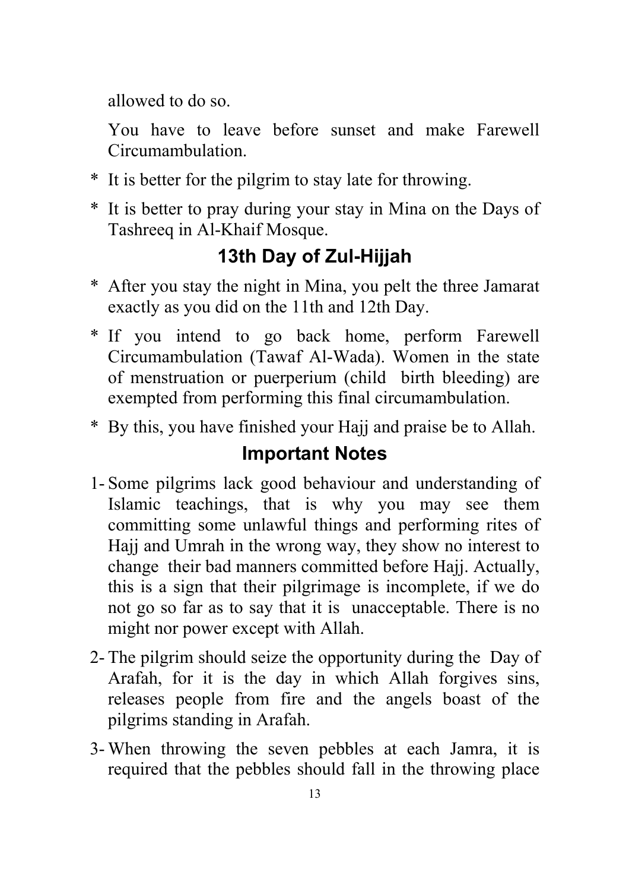allowed to do so.

You have to leave before sunset and make Farewell Circumambulation.

* It is better for the pilgrim to stay late for throwing.
* It is better to pray during your stay in Mina on the Days of Tashreeq in Al-Khaif Mosque.

## 13th Day of Zul-Hijjah

* After you stay the night in Mina, you pelt the three Jamarat exactly as you did on the 11th and 12th Day.
* If you intend to go back home, perform Farewell Circumambulation (Tawaf Al-Wada). Women in the state of menstruation or puerperium (child birth bleeding) are exempted from performing this final circumambulation.
* By this, you have finished your Hajj and praise be to Allah.

## Important Notes

1- Some pilgrims lack good behaviour and understanding of Islamic teachings, that is why you may see them committing some unlawful things and performing rites of Hajj and Umrah in the wrong way, they show no interest to change their bad manners committed before Hajj. Actually, this is a sign that their pilgrimage is incomplete, if we do not go so far as to say that it is unacceptable. There is no might nor power except with Allah.

2- The pilgrim should seize the opportunity during the Day of Arafah, for it is the day in which Allah forgives sins, releases people from fire and the angels boast of the pilgrims standing in Arafah.

3- When throwing the seven pebbles at each Jamra, it is required that the pebbles should fall in the throwing place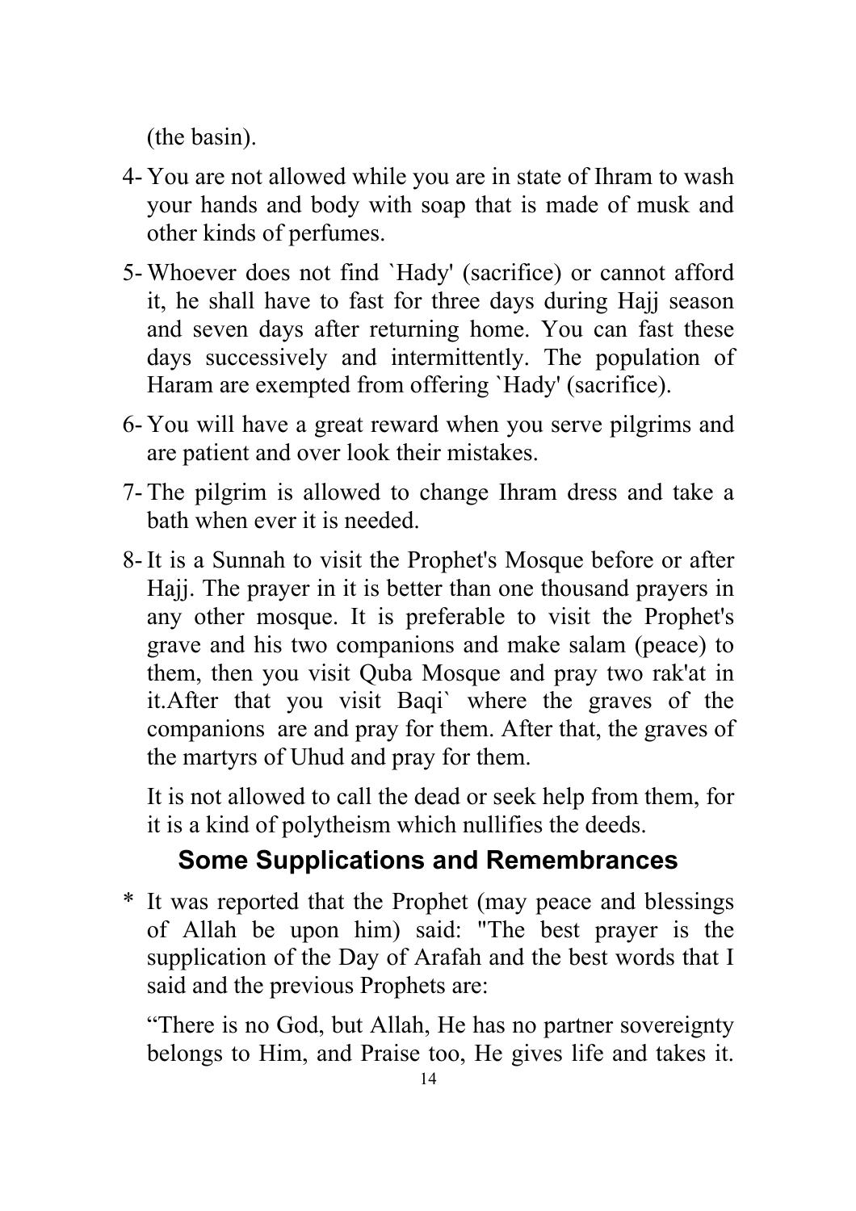(the basin).

4- You are not allowed while you are in state of Ihram to wash your hands and body with soap that is made of musk and other kinds of perfumes.

5- Whoever does not find `Hady' (sacrifice) or cannot afford it, he shall have to fast for three days during Hajj season and seven days after returning home. You can fast these days successively and intermittently. The population of Haram are exempted from offering `Hady' (sacrifice).

6- You will have a great reward when you serve pilgrims and are patient and over look their mistakes.

7- The pilgrim is allowed to change Ihram dress and take a bath when ever it is needed.

8- It is a Sunnah to visit the Prophet's Mosque before or after Hajj. The prayer in it is better than one thousand prayers in any other mosque. It is preferable to visit the Prophet's grave and his two companions and make salam (peace) to them, then you visit Quba Mosque and pray two rak'at in it.After that you visit Baqi` where the graves of the companions are and pray for them. After that, the graves of the martyrs of Uhud and pray for them.

   It is not allowed to call the dead or seek help from them, for it is a kind of polytheism which nullifies the deeds.

## Some Supplications and Remembrances

* It was reported that the Prophet (may peace and blessings of Allah be upon him) said: "The best prayer is the supplication of the Day of Arafah and the best words that I said and the previous Prophets are:

  “There is no God, but Allah, He has no partner sovereignty belongs to Him, and Praise too, He gives life and takes it.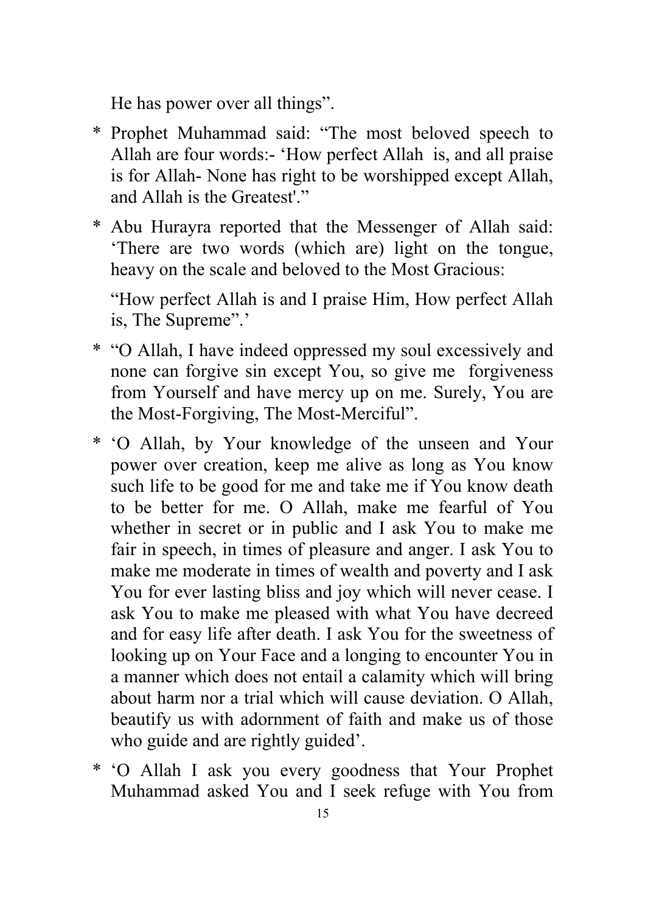He has power over all things".

* Prophet Muhammad said: "The most beloved speech to Allah are four words:- 'How perfect Allah is, and all praise is for Allah- None has right to be worshipped except Allah, and Allah is the Greatest'."

* Abu Hurayra reported that the Messenger of Allah said: 'There are two words (which are) light on the tongue, heavy on the scale and beloved to the Most Gracious:

  "How perfect Allah is and I praise Him, How perfect Allah is, The Supreme".'

* "O Allah, I have indeed oppressed my soul excessively and none can forgive sin except You, so give me forgiveness from Yourself and have mercy up on me. Surely, You are the Most-Forgiving, The Most-Merciful".

* 'O Allah, by Your knowledge of the unseen and Your power over creation, keep me alive as long as You know such life to be good for me and take me if You know death to be better for me. O Allah, make me fearful of You whether in secret or in public and I ask You to make me fair in speech, in times of pleasure and anger. I ask You to make me moderate in times of wealth and poverty and I ask You for ever lasting bliss and joy which will never cease. I ask You to make me pleased with what You have decreed and for easy life after death. I ask You for the sweetness of looking up on Your Face and a longing to encounter You in a manner which does not entail a calamity which will bring about harm nor a trial which will cause deviation. O Allah, beautify us with adornment of faith and make us of those who guide and are rightly guided'.

* 'O Allah I ask you every goodness that Your Prophet Muhammad asked You and I seek refuge with You from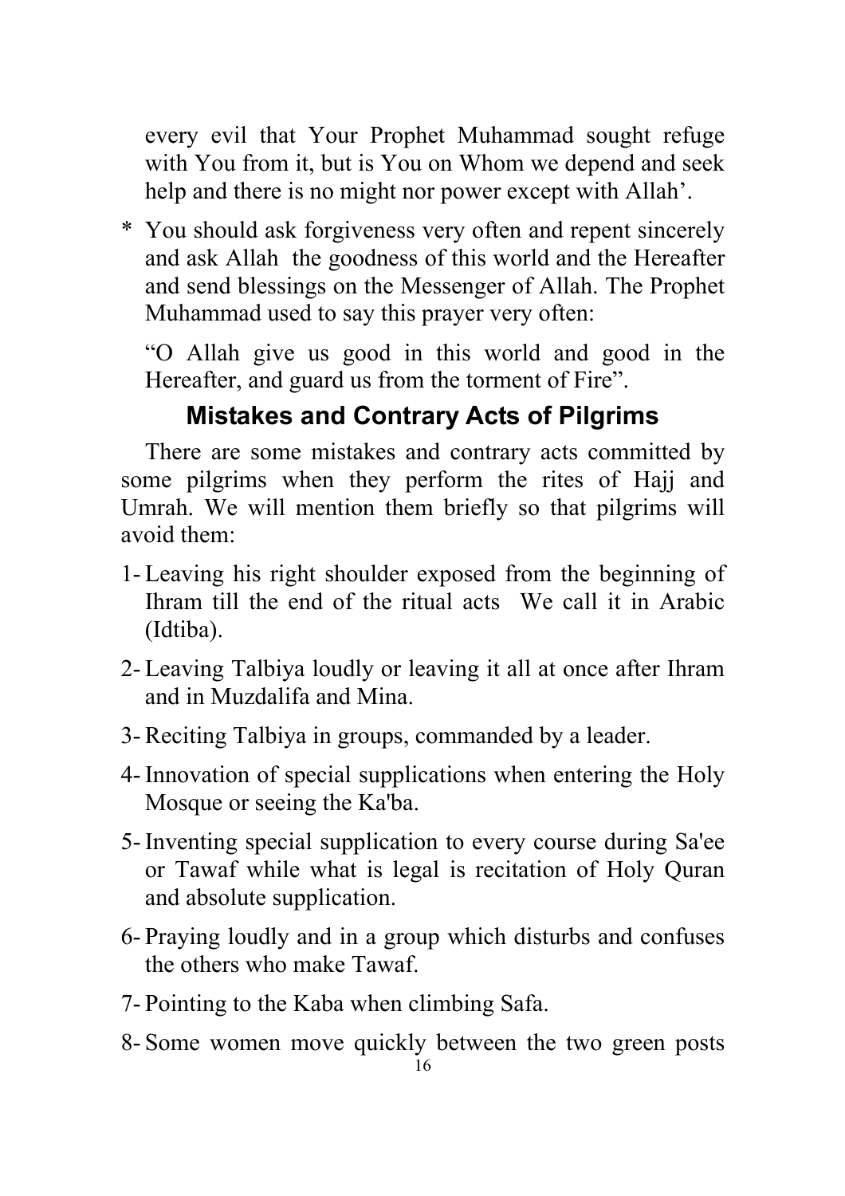every evil that Your Prophet Muhammad sought refuge with You from it, but is You on Whom we depend and seek help and there is no might nor power except with Allah'.

* You should ask forgiveness very often and repent sincerely and ask Allah  the goodness of this world and the Hereafter and send blessings on the Messenger of Allah. The Prophet Muhammad used to say this prayer very often:

  "O Allah give us good in this world and good in the Hereafter, and guard us from the torment of Fire".

## Mistakes and Contrary Acts of Pilgrims

There are some mistakes and contrary acts committed by some pilgrims when they perform the rites of Hajj and Umrah. We will mention them briefly so that pilgrims will avoid them:

1- Leaving his right shoulder exposed from the beginning of Ihram till the end of the ritual acts  We call it in Arabic (Idtiba).

2- Leaving Talbiya loudly or leaving it all at once after Ihram and in Muzdalifa and Mina.

3- Reciting Talbiya in groups, commanded by a leader.

4- Innovation of special supplications when entering the Holy Mosque or seeing the Ka'ba.

5- Inventing special supplication to every course during Sa'ee or Tawaf while what is legal is recitation of Holy Quran and absolute supplication.

6- Praying loudly and in a group which disturbs and confuses the others who make Tawaf.

7- Pointing to the Kaba when climbing Safa.

8- Some women move quickly between the two green posts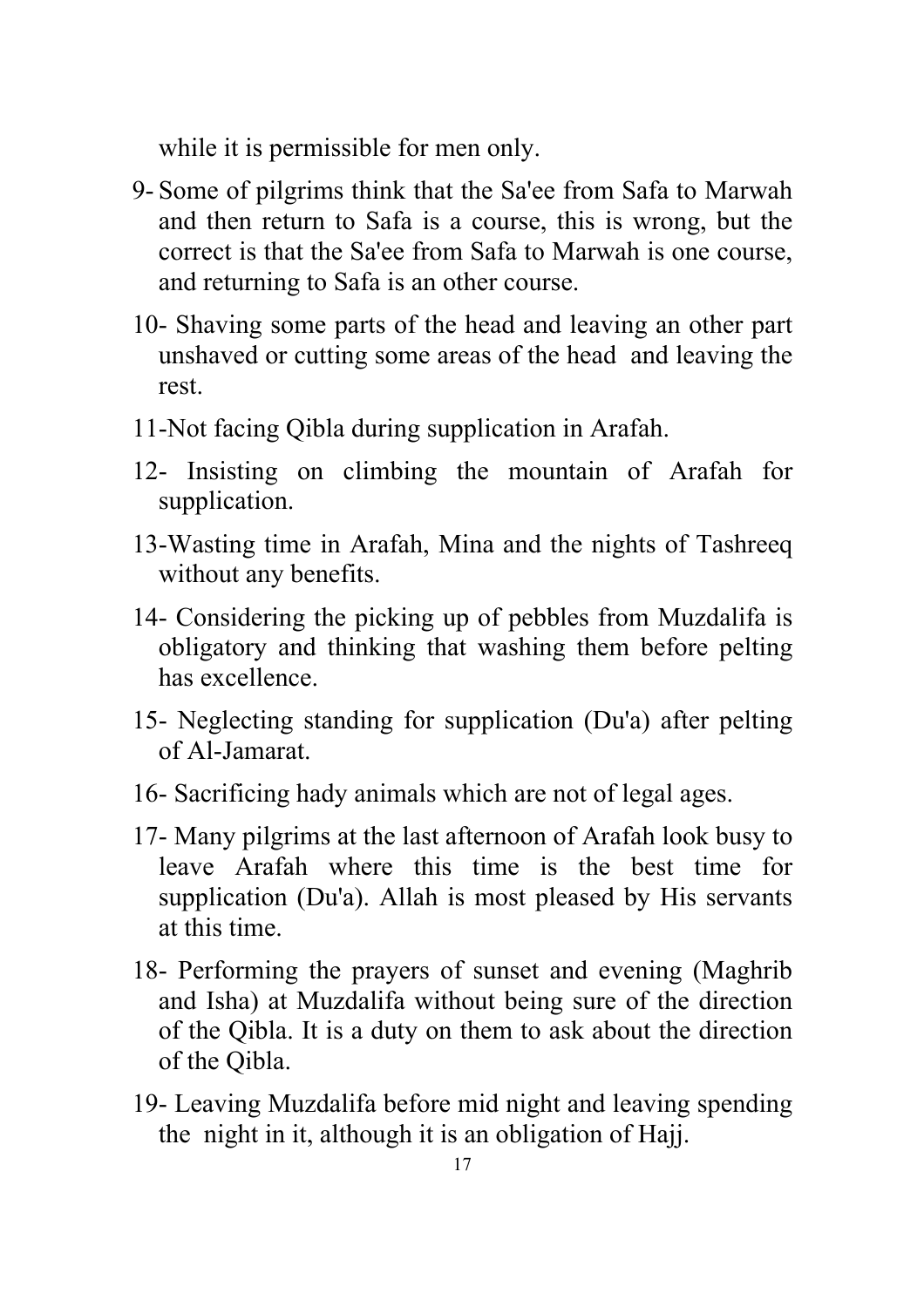while it is permissible for men only.

9- Some of pilgrims think that the Sa'ee from Safa to Marwah and then return to Safa is a course, this is wrong, but the correct is that the Sa'ee from Safa to Marwah is one course, and returning to Safa is an other course.

10- Shaving some parts of the head and leaving an other part unshaved or cutting some areas of the head and leaving the rest.

11- Not facing Qibla during supplication in Arafah.

12- Insisting on climbing the mountain of Arafah for supplication.

13- Wasting time in Arafah, Mina and the nights of Tashreeq without any benefits.

14- Considering the picking up of pebbles from Muzdalifa is obligatory and thinking that washing them before pelting has excellence.

15- Neglecting standing for supplication (Du'a) after pelting of Al-Jamarat.

16- Sacrificing hady animals which are not of legal ages.

17- Many pilgrims at the last afternoon of Arafah look busy to leave Arafah where this time is the best time for supplication (Du'a). Allah is most pleased by His servants at this time.

18- Performing the prayers of sunset and evening (Maghrib and Isha) at Muzdalifa without being sure of the direction of the Qibla. It is a duty on them to ask about the direction of the Qibla.

19- Leaving Muzdalifa before mid night and leaving spending the night in it, although it is an obligation of Hajj.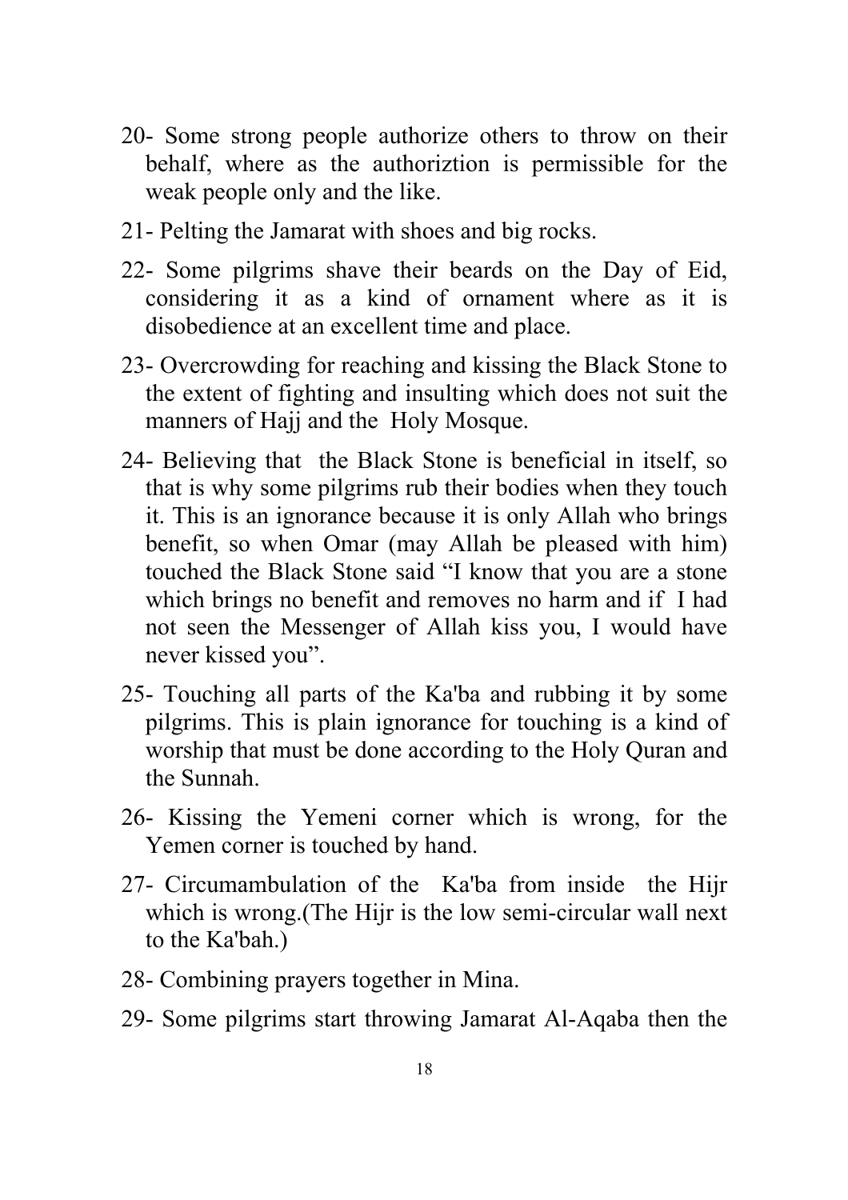20- Some strong people authorize others to throw on their behalf, where as the authoriztion is permissible for the weak people only and the like.

21- Pelting the Jamarat with shoes and big rocks.

22- Some pilgrims shave their beards on the Day of Eid, considering it as a kind of ornament where as it is disobedience at an excellent time and place.

23- Overcrowding for reaching and kissing the Black Stone to the extent of fighting and insulting which does not suit the manners of Hajj and the Holy Mosque.

24- Believing that the Black Stone is beneficial in itself, so that is why some pilgrims rub their bodies when they touch it. This is an ignorance because it is only Allah who brings benefit, so when Omar (may Allah be pleased with him) touched the Black Stone said "I know that you are a stone which brings no benefit and removes no harm and if I had not seen the Messenger of Allah kiss you, I would have never kissed you".

25- Touching all parts of the Ka'ba and rubbing it by some pilgrims. This is plain ignorance for touching is a kind of worship that must be done according to the Holy Quran and the Sunnah.

26- Kissing the Yemeni corner which is wrong, for the Yemen corner is touched by hand.

27- Circumambulation of the Ka'ba from inside the Hijr which is wrong.(The Hijr is the low semi-circular wall next to the Ka'bah.)

28- Combining prayers together in Mina.

29- Some pilgrims start throwing Jamarat Al-Aqaba then the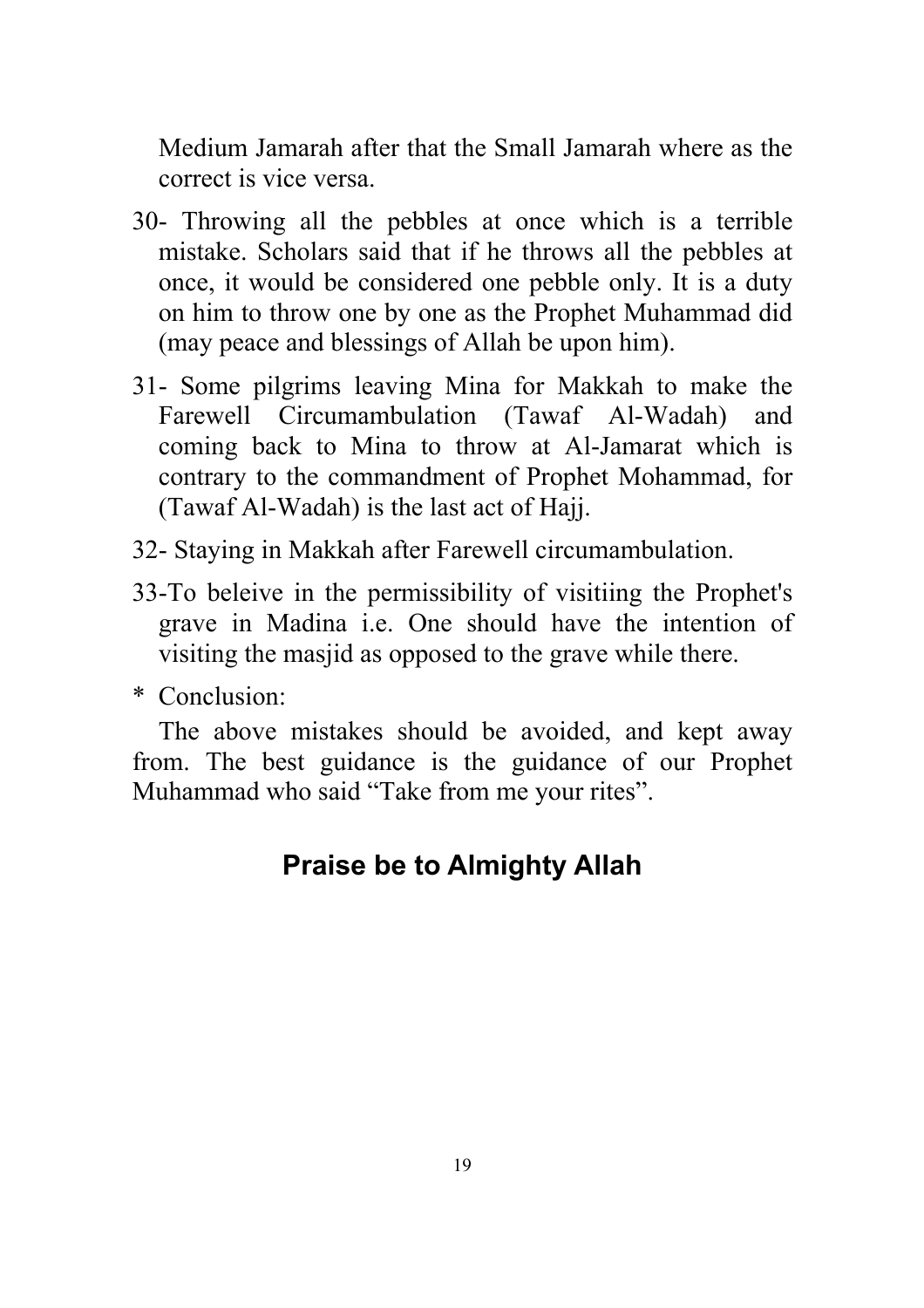Medium Jamarah after that the Small Jamarah where as the correct is vice versa.

30- Throwing all the pebbles at once which is a terrible mistake. Scholars said that if he throws all the pebbles at once, it would be considered one pebble only. It is a duty on him to throw one by one as the Prophet Muhammad did (may peace and blessings of Allah be upon him).

31- Some pilgrims leaving Mina for Makkah to make the Farewell Circumambulation (Tawaf Al-Wadah) and coming back to Mina to throw at Al-Jamarat which is contrary to the commandment of Prophet Mohammad, for (Tawaf Al-Wadah) is the last act of Hajj.

32- Staying in Makkah after Farewell circumambulation.

33-To beleive in the permissibility of visitiing the Prophet's grave in Madina i.e. One should have the intention of visiting the masjid as opposed to the grave while there.

* Conclusion:

The above mistakes should be avoided, and kept away from. The best guidance is the guidance of our Prophet Muhammad who said “Take from me your rites”.

## Praise be to Almighty Allah